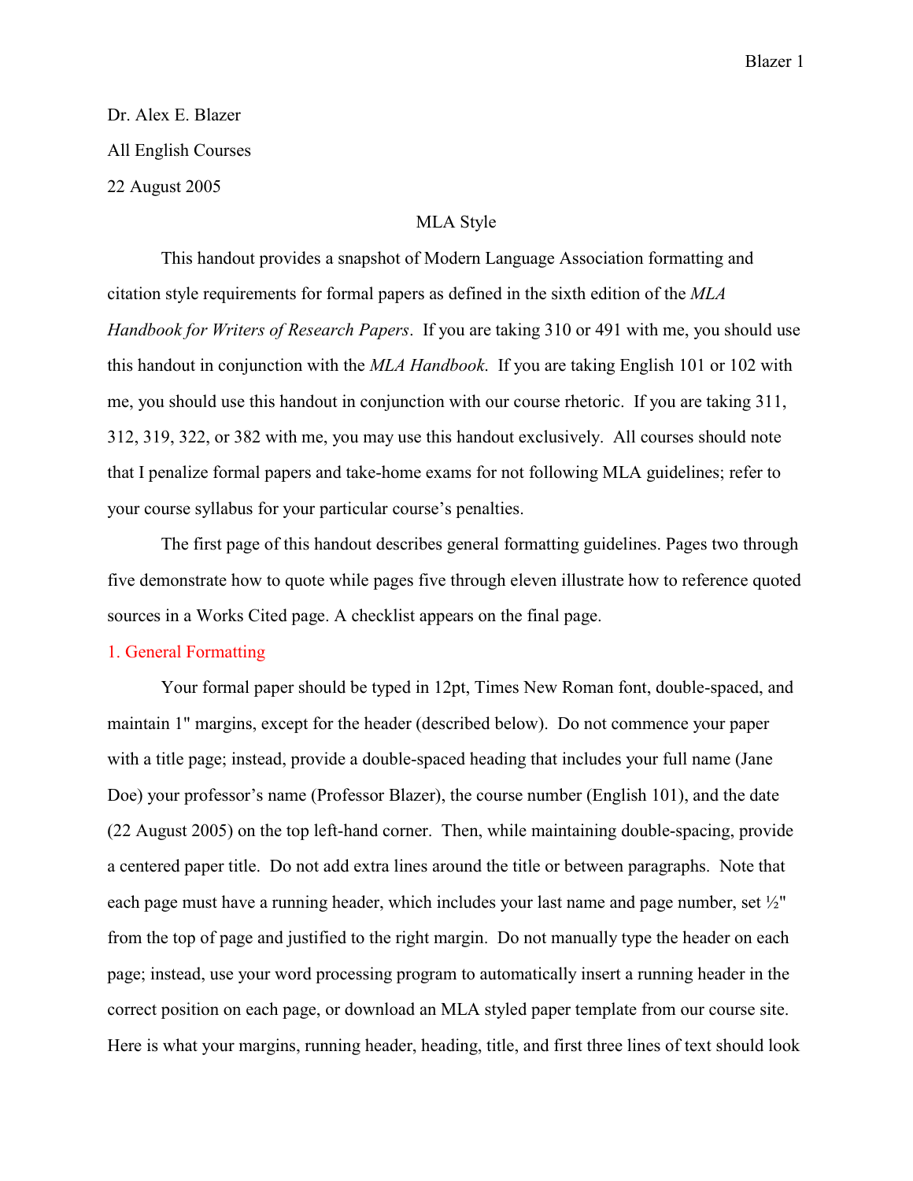Dr. Alex E. Blazer

All English Courses

22 August 2005

MLA Style

This handout provides a snapshot of Modern Language Association formatting and citation style requirements for formal papers as defined in the sixth edition of the *MLA Handbook for Writers of Research Papers*. If you are taking 310 or 491 with me, you should use this handout in conjunction with the *MLA Handbook*. If you are taking English 101 or 102 with me, you should use this handout in conjunction with our course rhetoric. If you are taking 311, 312, 319, 322, or 382 with me, you may use this handout exclusively. All courses should note that I penalize formal papers and take-home exams for not following MLA guidelines; refer to your course syllabus for your particular course's penalties.

The first page of this handout describes general formatting guidelines. Pages two through five demonstrate how to quote while pages five through eleven illustrate how to reference quoted sources in a Works Cited page. A checklist appears on the final page.

## 1. General Formatting

Your formal paper should be typed in 12pt, Times New Roman font, double-spaced, and maintain 1" margins, except for the header (described below). Do not commence your paper with a title page; instead, provide a double-spaced heading that includes your full name (Jane Doe) your professor's name (Professor Blazer), the course number (English 101), and the date (22 August 2005) on the top left-hand corner. Then, while maintaining double-spacing, provide a centered paper title. Do not add extra lines around the title or between paragraphs. Note that each page must have a running header, which includes your last name and page number, set ½" from the top of page and justified to the right margin. Do not manually type the header on each page; instead, use your word processing program to automatically insert a running header in the correct position on each page, or download an MLA styled paper template from our course site. Here is what your margins, running header, heading, title, and first three lines of text should look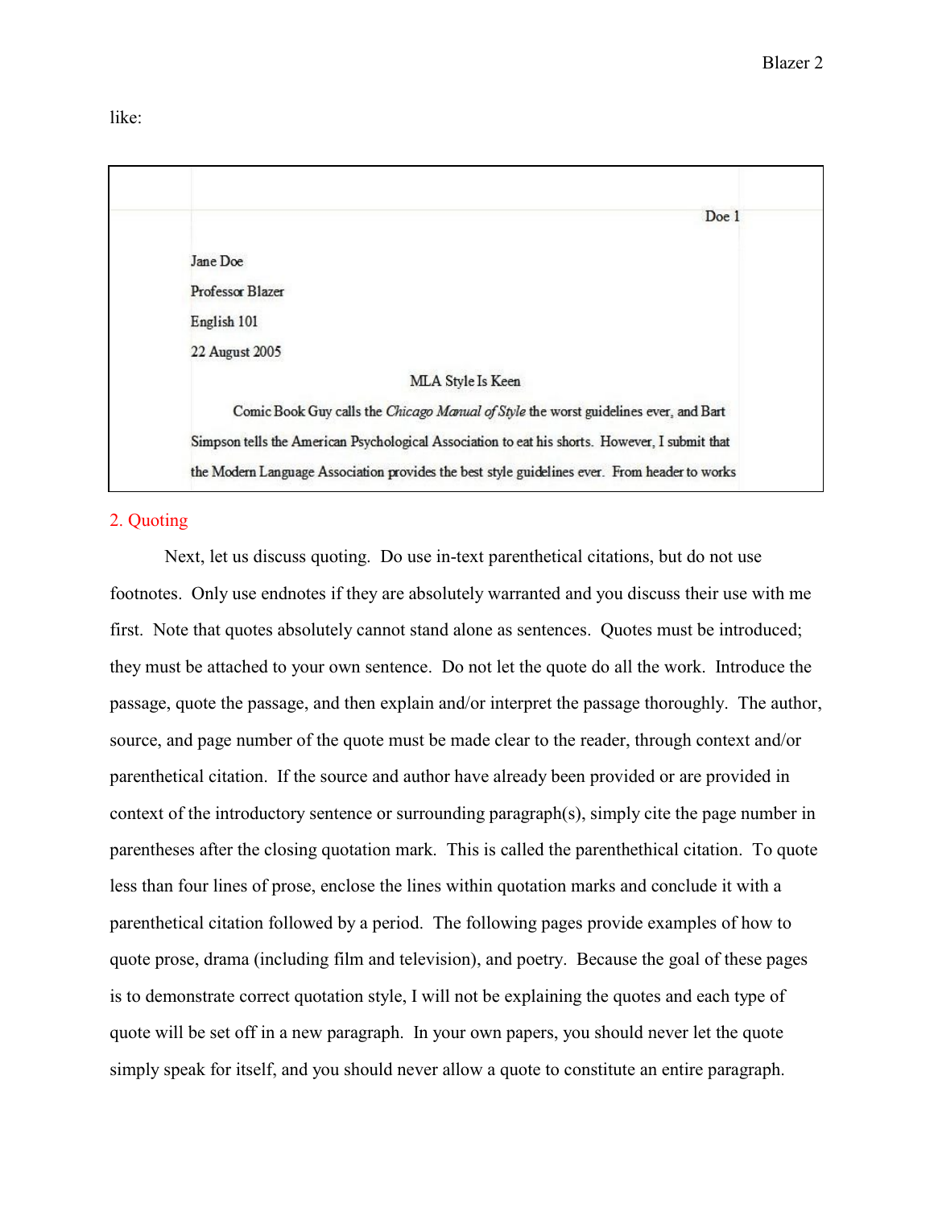like:

> Doe 1
>
> Jane Doe
>
> Professor Blazer
>
> English 101
>
> 22 August 2005
>
> MLA Style Is Keen
>
> Comic Book Guy calls the *Chicago Manual of Style* the worst guidelines ever, and Bart Simpson tells the American Psychological Association to eat his shorts. However, I submit that the Modern Language Association provides the best style guidelines ever. From header to works

## 2. Quoting

Next, let us discuss quoting. Do use in-text parenthetical citations, but do not use footnotes. Only use endnotes if they are absolutely warranted and you discuss their use with me first. Note that quotes absolutely cannot stand alone as sentences. Quotes must be introduced; they must be attached to your own sentence. Do not let the quote do all the work. Introduce the passage, quote the passage, and then explain and/or interpret the passage thoroughly. The author, source, and page number of the quote must be made clear to the reader, through context and/or parenthetical citation. If the source and author have already been provided or are provided in context of the introductory sentence or surrounding paragraph(s), simply cite the page number in parentheses after the closing quotation mark. This is called the parenthethical citation. To quote less than four lines of prose, enclose the lines within quotation marks and conclude it with a parenthetical citation followed by a period. The following pages provide examples of how to quote prose, drama (including film and television), and poetry. Because the goal of these pages is to demonstrate correct quotation style, I will not be explaining the quotes and each type of quote will be set off in a new paragraph. In your own papers, you should never let the quote simply speak for itself, and you should never allow a quote to constitute an entire paragraph.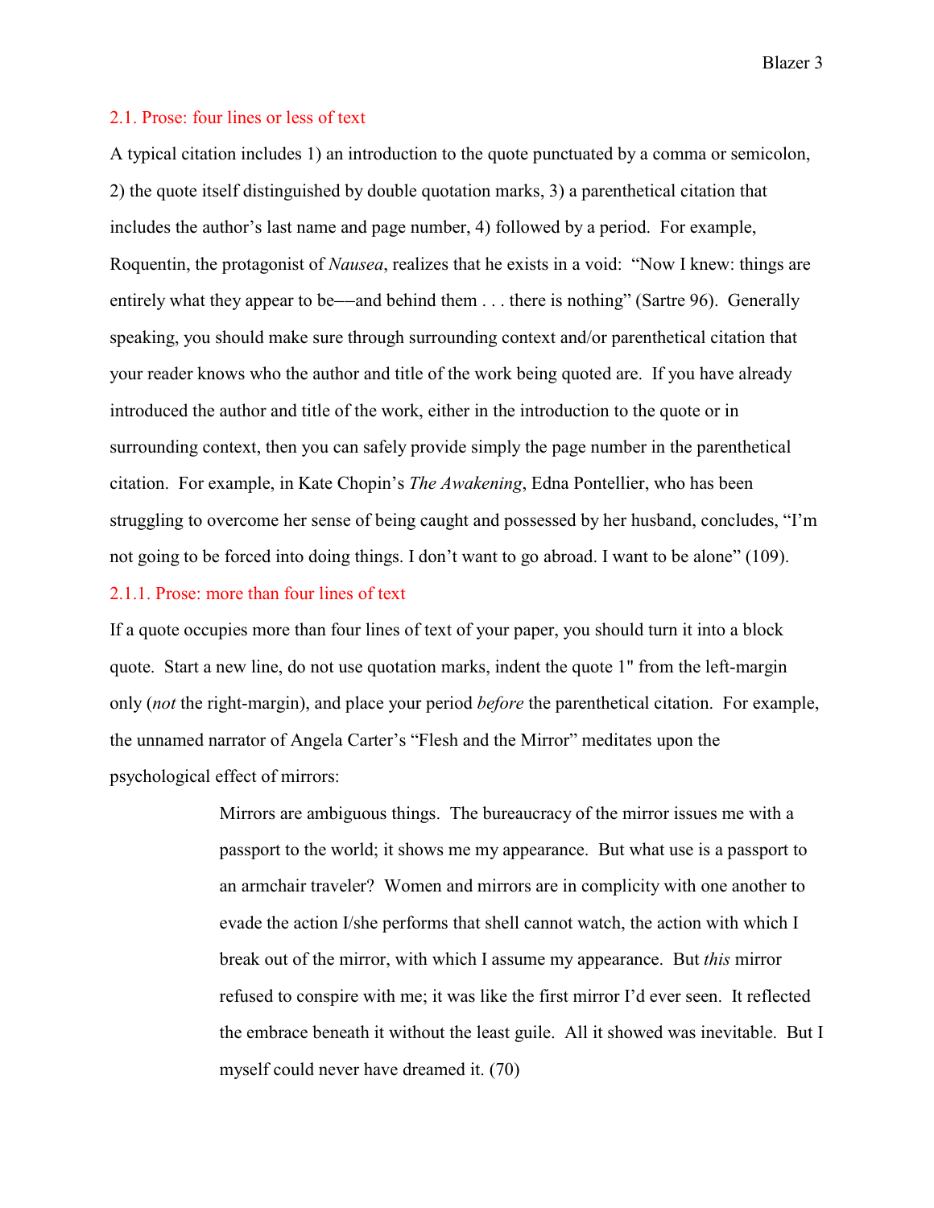### 2.1. Prose: four lines or less of text

A typical citation includes 1) an introduction to the quote punctuated by a comma or semicolon, 2) the quote itself distinguished by double quotation marks, 3) a parenthetical citation that includes the author's last name and page number, 4) followed by a period. For example, Roquentin, the protagonist of *Nausea*, realizes that he exists in a void: "Now I knew: things are entirely what they appear to be––and behind them . . . there is nothing" (Sartre 96). Generally speaking, you should make sure through surrounding context and/or parenthetical citation that your reader knows who the author and title of the work being quoted are. If you have already introduced the author and title of the work, either in the introduction to the quote or in surrounding context, then you can safely provide simply the page number in the parenthetical citation. For example, in Kate Chopin's *The Awakening*, Edna Pontellier, who has been struggling to overcome her sense of being caught and possessed by her husband, concludes, "I'm not going to be forced into doing things. I don't want to go abroad. I want to be alone" (109).

#### 2.1.1. Prose: more than four lines of text

If a quote occupies more than four lines of text of your paper, you should turn it into a block quote. Start a new line, do not use quotation marks, indent the quote 1" from the left-margin only (*not* the right-margin), and place your period *before* the parenthetical citation. For example, the unnamed narrator of Angela Carter's "Flesh and the Mirror" meditates upon the psychological effect of mirrors:

> Mirrors are ambiguous things. The bureaucracy of the mirror issues me with a passport to the world; it shows me my appearance. But what use is a passport to an armchair traveler? Women and mirrors are in complicity with one another to evade the action I/she performs that shell cannot watch, the action with which I break out of the mirror, with which I assume my appearance. But *this* mirror refused to conspire with me; it was like the first mirror I'd ever seen. It reflected the embrace beneath it without the least guile. All it showed was inevitable. But I myself could never have dreamed it. (70)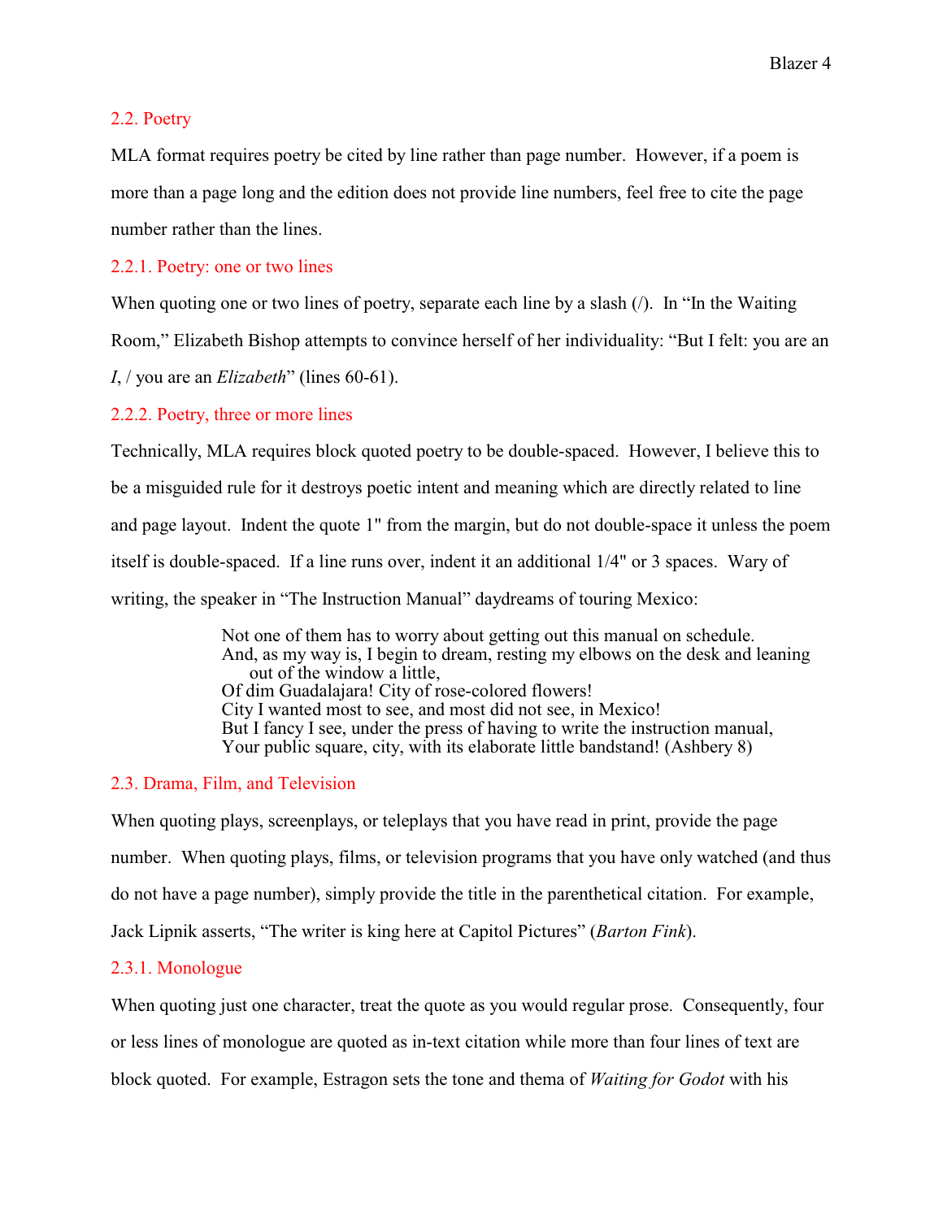### 2.2. Poetry

MLA format requires poetry be cited by line rather than page number. However, if a poem is more than a page long and the edition does not provide line numbers, feel free to cite the page number rather than the lines.

#### 2.2.1. Poetry: one or two lines

When quoting one or two lines of poetry, separate each line by a slash (/). In "In the Waiting Room," Elizabeth Bishop attempts to convince herself of her individuality: "But I felt: you are an *I*, / you are an *Elizabeth*" (lines 60-61).

#### 2.2.2. Poetry, three or more lines

Technically, MLA requires block quoted poetry to be double-spaced. However, I believe this to be a misguided rule for it destroys poetic intent and meaning which are directly related to line and page layout. Indent the quote 1" from the margin, but do not double-space it unless the poem itself is double-spaced. If a line runs over, indent it an additional 1/4" or 3 spaces. Wary of writing, the speaker in "The Instruction Manual" daydreams of touring Mexico:

> Not one of them has to worry about getting out this manual on schedule.
> And, as my way is, I begin to dream, resting my elbows on the desk and leaning
> out of the window a little,
> Of dim Guadalajara! City of rose-colored flowers!
> City I wanted most to see, and most did not see, in Mexico!
> But I fancy I see, under the press of having to write the instruction manual,
> Your public square, city, with its elaborate little bandstand! (Ashbery 8)

### 2.3. Drama, Film, and Television

When quoting plays, screenplays, or teleplays that you have read in print, provide the page number. When quoting plays, films, or television programs that you have only watched (and thus do not have a page number), simply provide the title in the parenthetical citation. For example, Jack Lipnik asserts, "The writer is king here at Capitol Pictures" (*Barton Fink*).

#### 2.3.1. Monologue

When quoting just one character, treat the quote as you would regular prose. Consequently, four or less lines of monologue are quoted as in-text citation while more than four lines of text are block quoted. For example, Estragon sets the tone and thema of *Waiting for Godot* with his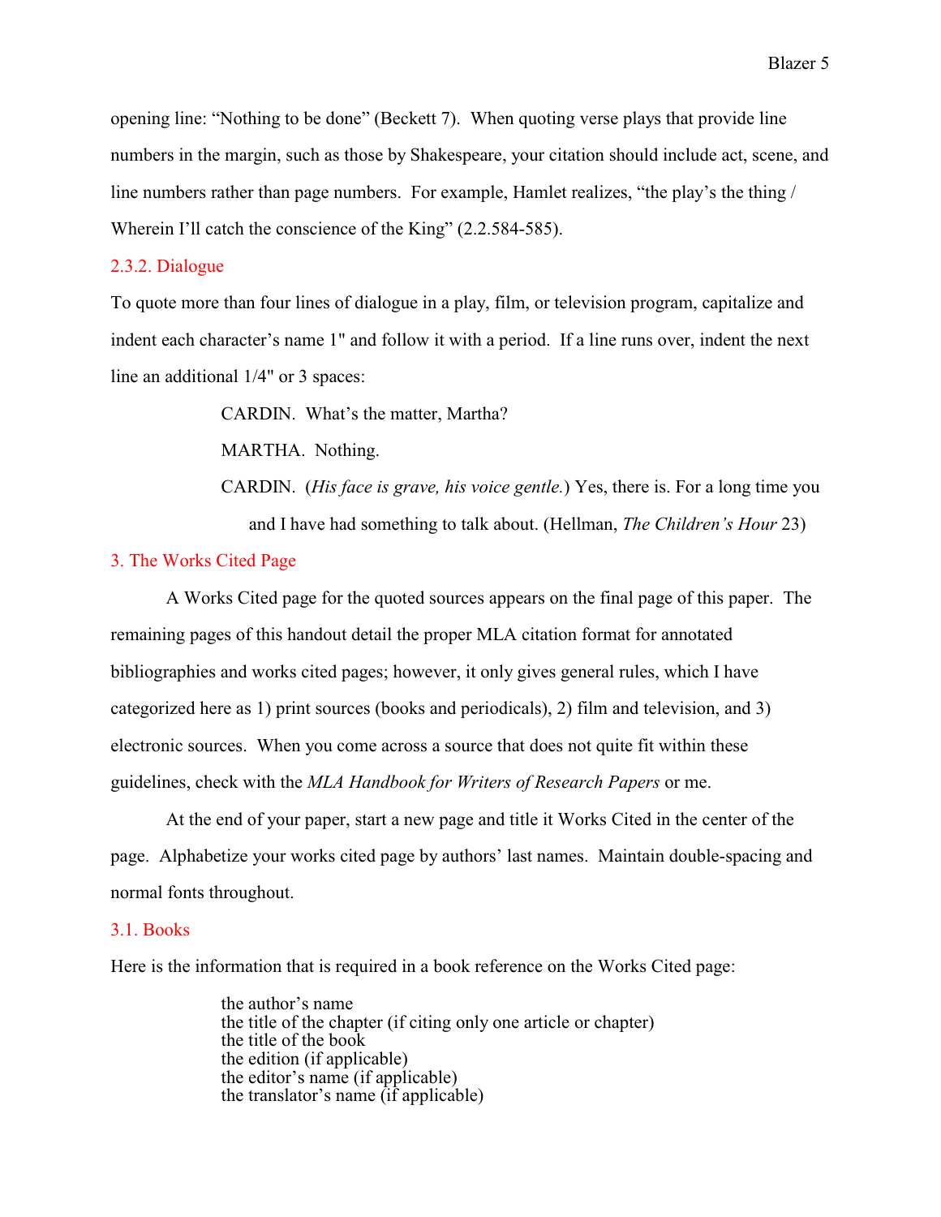opening line: "Nothing to be done" (Beckett 7). When quoting verse plays that provide line numbers in the margin, such as those by Shakespeare, your citation should include act, scene, and line numbers rather than page numbers. For example, Hamlet realizes, "the play's the thing / Wherein I'll catch the conscience of the King" (2.2.584-585).

### 2.3.2. Dialogue

To quote more than four lines of dialogue in a play, film, or television program, capitalize and indent each character's name 1" and follow it with a period. If a line runs over, indent the next line an additional 1/4" or 3 spaces:

> CARDIN. What's the matter, Martha?
>
> MARTHA. Nothing.
>
> CARDIN. (*His face is grave, his voice gentle.*) Yes, there is. For a long time you and I have had something to talk about. (Hellman, *The Children's Hour* 23)

## 3. The Works Cited Page

A Works Cited page for the quoted sources appears on the final page of this paper. The remaining pages of this handout detail the proper MLA citation format for annotated bibliographies and works cited pages; however, it only gives general rules, which I have categorized here as 1) print sources (books and periodicals), 2) film and television, and 3) electronic sources. When you come across a source that does not quite fit within these guidelines, check with the *MLA Handbook for Writers of Research Papers* or me.

At the end of your paper, start a new page and title it Works Cited in the center of the page. Alphabetize your works cited page by authors' last names. Maintain double-spacing and normal fonts throughout.

### 3.1. Books

Here is the information that is required in a book reference on the Works Cited page:

- the author's name
- the title of the chapter (if citing only one article or chapter)
- the title of the book
- the edition (if applicable)
- the editor's name (if applicable)
- the translator's name (if applicable)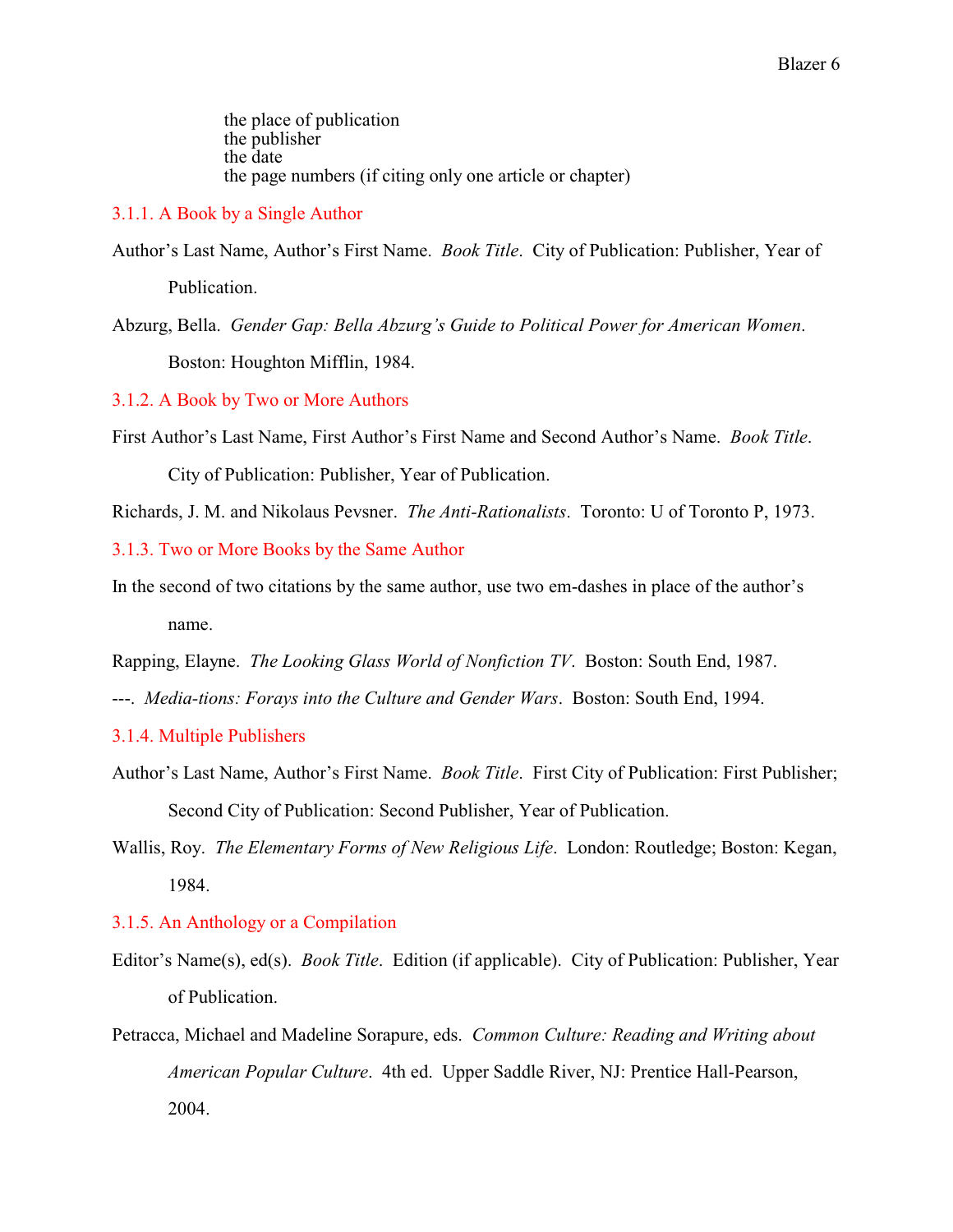the place of publication
the publisher
the date
the page numbers (if citing only one article or chapter)

### 3.1.1. A Book by a Single Author

Author's Last Name, Author's First Name. *Book Title*. City of Publication: Publisher, Year of Publication.

Abzurg, Bella. *Gender Gap: Bella Abzurg's Guide to Political Power for American Women*. Boston: Houghton Mifflin, 1984.

### 3.1.2. A Book by Two or More Authors

First Author's Last Name, First Author's First Name and Second Author's Name. *Book Title*. City of Publication: Publisher, Year of Publication.

Richards, J. M. and Nikolaus Pevsner. *The Anti-Rationalists*. Toronto: U of Toronto P, 1973.

### 3.1.3. Two or More Books by the Same Author

In the second of two citations by the same author, use two em-dashes in place of the author's name.

Rapping, Elayne. *The Looking Glass World of Nonfiction TV*. Boston: South End, 1987.

---. *Media-tions: Forays into the Culture and Gender Wars*. Boston: South End, 1994.

### 3.1.4. Multiple Publishers

Author's Last Name, Author's First Name. *Book Title*. First City of Publication: First Publisher; Second City of Publication: Second Publisher, Year of Publication.

Wallis, Roy. *The Elementary Forms of New Religious Life*. London: Routledge; Boston: Kegan, 1984.

### 3.1.5. An Anthology or a Compilation

Editor's Name(s), ed(s). *Book Title*. Edition (if applicable). City of Publication: Publisher, Year of Publication.

Petracca, Michael and Madeline Sorapure, eds. *Common Culture: Reading and Writing about American Popular Culture*. 4th ed. Upper Saddle River, NJ: Prentice Hall-Pearson, 2004.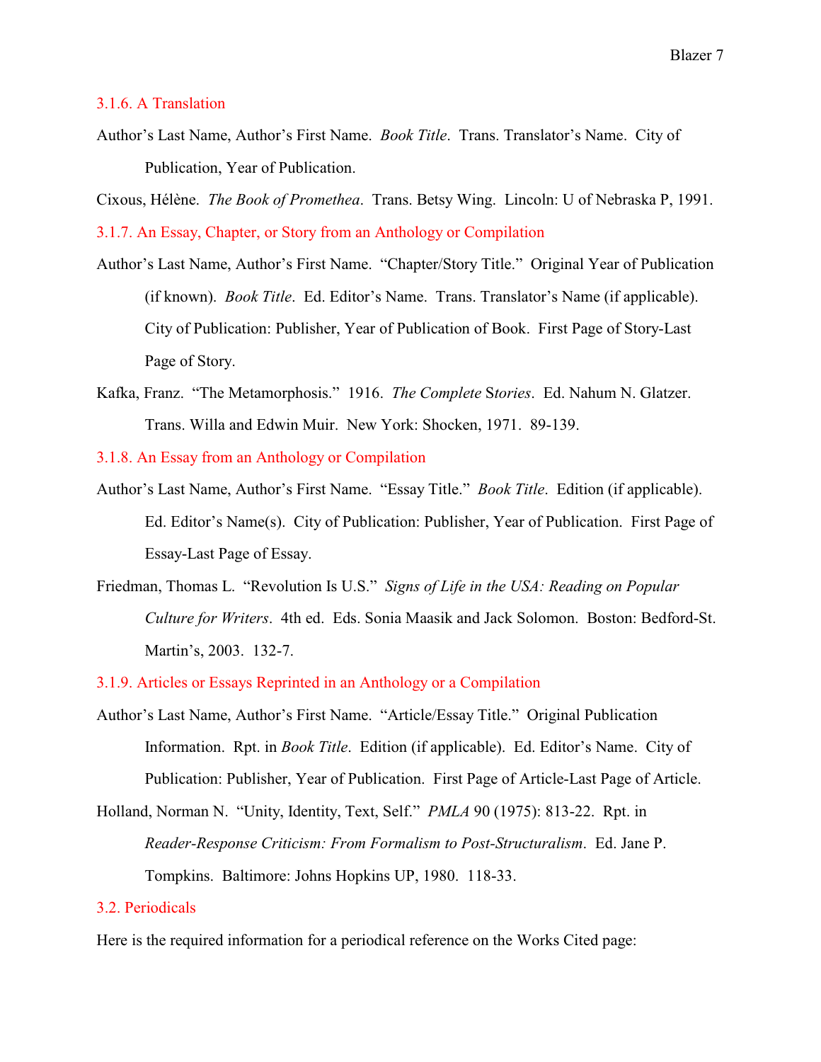### 3.1.6. A Translation

Author's Last Name, Author's First Name. *Book Title*. Trans. Translator's Name. City of Publication, Year of Publication.

Cixous, Hélène. *The Book of Promethea*. Trans. Betsy Wing. Lincoln: U of Nebraska P, 1991.

### 3.1.7. An Essay, Chapter, or Story from an Anthology or Compilation

Author's Last Name, Author's First Name. "Chapter/Story Title." Original Year of Publication (if known). *Book Title*. Ed. Editor's Name. Trans. Translator's Name (if applicable). City of Publication: Publisher, Year of Publication of Book. First Page of Story-Last Page of Story.

Kafka, Franz. "The Metamorphosis." 1916. *The Complete Stories*. Ed. Nahum N. Glatzer. Trans. Willa and Edwin Muir. New York: Shocken, 1971. 89-139.

### 3.1.8. An Essay from an Anthology or Compilation

Author's Last Name, Author's First Name. "Essay Title." *Book Title*. Edition (if applicable). Ed. Editor's Name(s). City of Publication: Publisher, Year of Publication. First Page of Essay-Last Page of Essay.

Friedman, Thomas L. "Revolution Is U.S." *Signs of Life in the USA: Reading on Popular Culture for Writers*. 4th ed. Eds. Sonia Maasik and Jack Solomon. Boston: Bedford-St. Martin's, 2003. 132-7.

### 3.1.9. Articles or Essays Reprinted in an Anthology or a Compilation

Author's Last Name, Author's First Name. "Article/Essay Title." Original Publication Information. Rpt. in *Book Title*. Edition (if applicable). Ed. Editor's Name. City of Publication: Publisher, Year of Publication. First Page of Article-Last Page of Article.

Holland, Norman N. "Unity, Identity, Text, Self." *PMLA* 90 (1975): 813-22. Rpt. in *Reader-Response Criticism: From Formalism to Post-Structuralism*. Ed. Jane P. Tompkins. Baltimore: Johns Hopkins UP, 1980. 118-33.

## 3.2. Periodicals

Here is the required information for a periodical reference on the Works Cited page: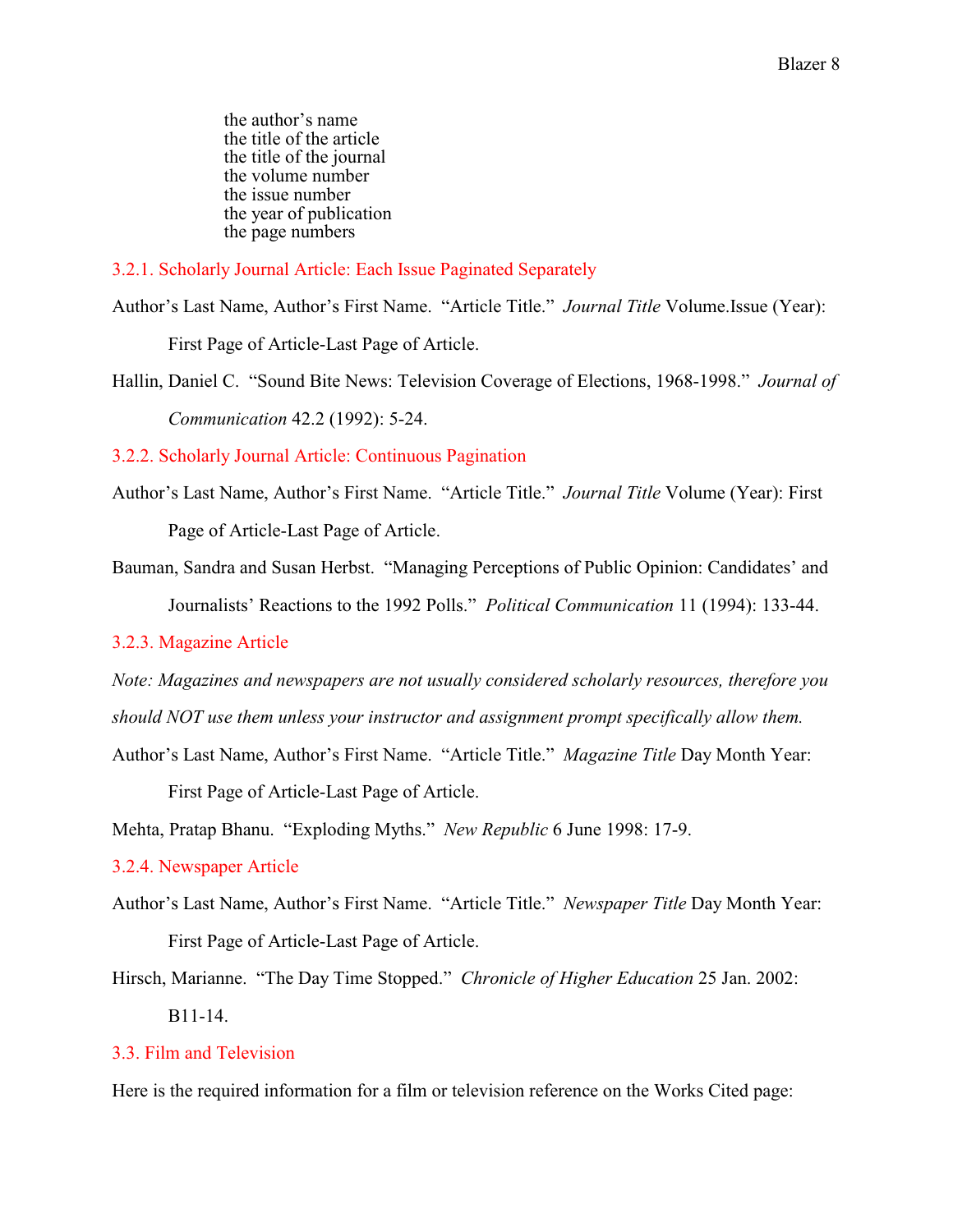the author's name
the title of the article
the title of the journal
the volume number
the issue number
the year of publication
the page numbers

### 3.2.1. Scholarly Journal Article: Each Issue Paginated Separately

Author's Last Name, Author's First Name. "Article Title." *Journal Title* Volume.Issue (Year): First Page of Article-Last Page of Article.

Hallin, Daniel C. "Sound Bite News: Television Coverage of Elections, 1968-1998." *Journal of Communication* 42.2 (1992): 5-24.

### 3.2.2. Scholarly Journal Article: Continuous Pagination

Author's Last Name, Author's First Name. "Article Title." *Journal Title* Volume (Year): First Page of Article-Last Page of Article.

Bauman, Sandra and Susan Herbst. "Managing Perceptions of Public Opinion: Candidates' and Journalists' Reactions to the 1992 Polls." *Political Communication* 11 (1994): 133-44.

### 3.2.3. Magazine Article

*Note: Magazines and newspapers are not usually considered scholarly resources, therefore you should NOT use them unless your instructor and assignment prompt specifically allow them.*

Author's Last Name, Author's First Name. "Article Title." *Magazine Title* Day Month Year: First Page of Article-Last Page of Article.

Mehta, Pratap Bhanu. "Exploding Myths." *New Republic* 6 June 1998: 17-9.

### 3.2.4. Newspaper Article

Author's Last Name, Author's First Name. "Article Title." *Newspaper Title* Day Month Year: First Page of Article-Last Page of Article.

Hirsch, Marianne. "The Day Time Stopped." *Chronicle of Higher Education* 25 Jan. 2002: B11-14.

## 3.3. Film and Television

Here is the required information for a film or television reference on the Works Cited page: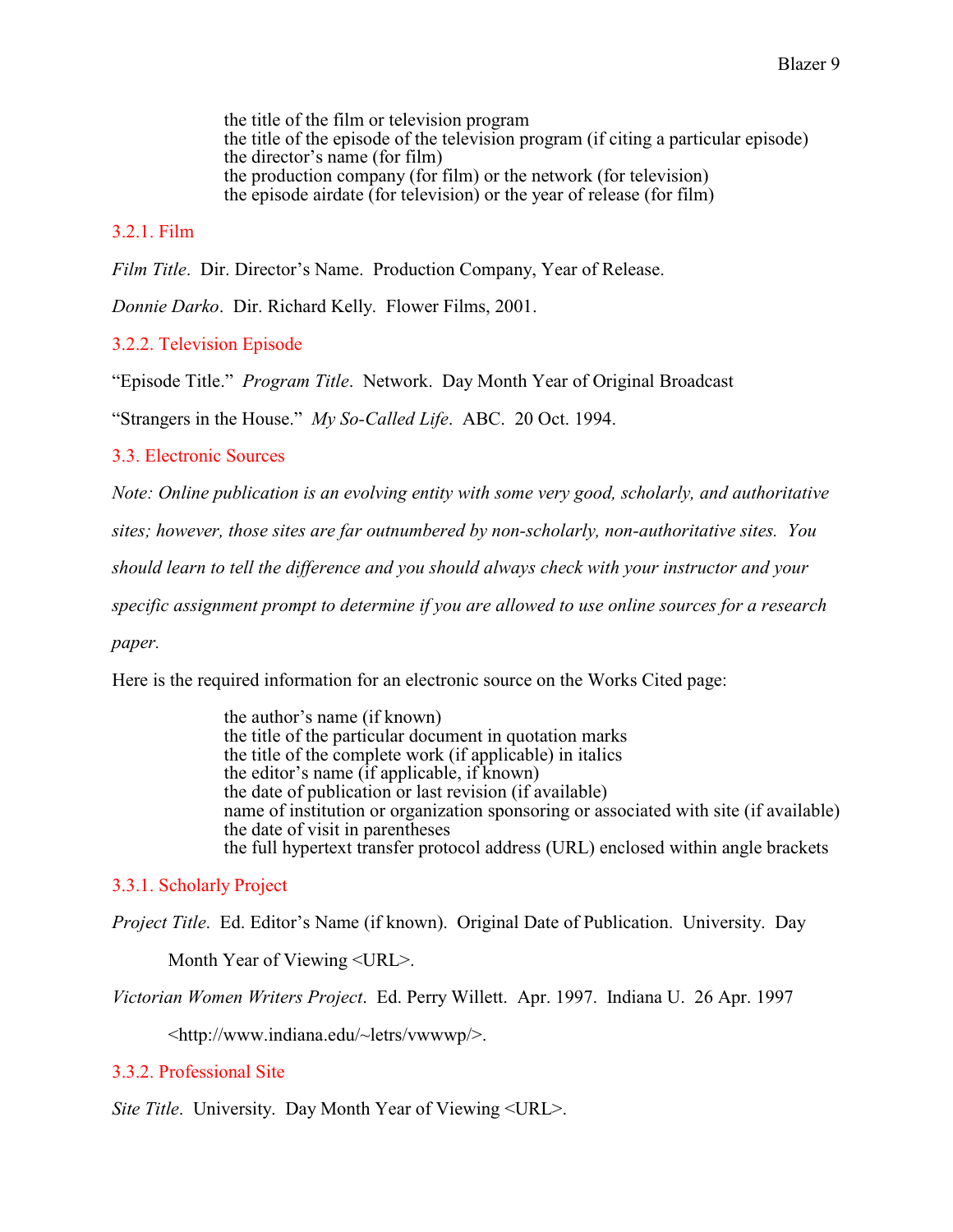the title of the film or television program
the title of the episode of the television program (if citing a particular episode)
the director's name (for film)
the production company (for film) or the network (for television)
the episode airdate (for television) or the year of release (for film)

### 3.2.1. Film

*Film Title*. Dir. Director's Name. Production Company, Year of Release.

*Donnie Darko*. Dir. Richard Kelly. Flower Films, 2001.

### 3.2.2. Television Episode

"Episode Title." *Program Title*. Network. Day Month Year of Original Broadcast

"Strangers in the House." *My So-Called Life*. ABC. 20 Oct. 1994.

## 3.3. Electronic Sources

*Note: Online publication is an evolving entity with some very good, scholarly, and authoritative sites; however, those sites are far outnumbered by non-scholarly, non-authoritative sites. You should learn to tell the difference and you should always check with your instructor and your specific assignment prompt to determine if you are allowed to use online sources for a research paper.*

Here is the required information for an electronic source on the Works Cited page:

the author's name (if known)
the title of the particular document in quotation marks
the title of the complete work (if applicable) in italics
the editor's name (if applicable, if known)
the date of publication or last revision (if available)
name of institution or organization sponsoring or associated with site (if available)
the date of visit in parentheses
the full hypertext transfer protocol address (URL) enclosed within angle brackets

### 3.3.1. Scholarly Project

*Project Title*. Ed. Editor's Name (if known). Original Date of Publication. University. Day Month Year of Viewing <URL>.

*Victorian Women Writers Project*. Ed. Perry Willett. Apr. 1997. Indiana U. 26 Apr. 1997 <http://www.indiana.edu/~letrs/vwwp/>.

### 3.3.2. Professional Site

*Site Title*. University. Day Month Year of Viewing <URL>.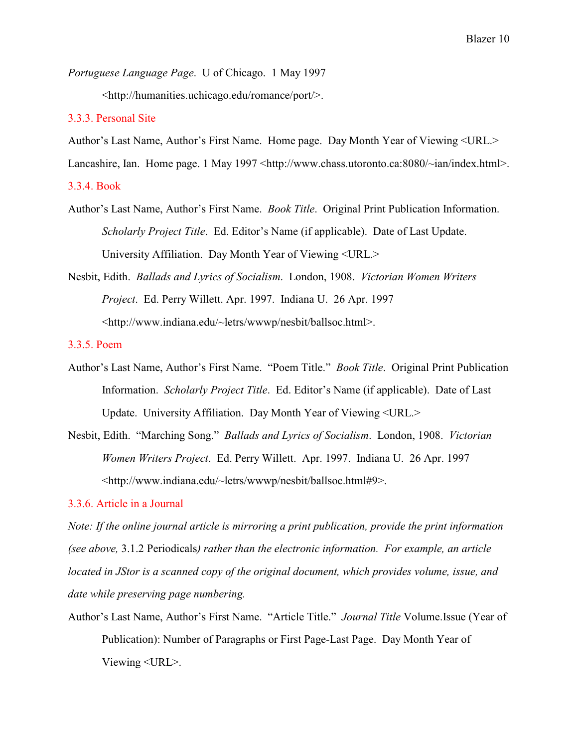*Portuguese Language Page*. U of Chicago. 1 May 1997 <http://humanities.uchicago.edu/romance/port/>.

### 3.3.3. Personal Site

Author's Last Name, Author's First Name. Home page. Day Month Year of Viewing <URL.>

Lancashire, Ian. Home page. 1 May 1997 <http://www.chass.utoronto.ca:8080/~ian/index.html>.

### 3.3.4. Book

Author's Last Name, Author's First Name. *Book Title*. Original Print Publication Information. *Scholarly Project Title*. Ed. Editor's Name (if applicable). Date of Last Update. University Affiliation. Day Month Year of Viewing <URL.>

Nesbit, Edith. *Ballads and Lyrics of Socialism*. London, 1908. *Victorian Women Writers Project*. Ed. Perry Willett. Apr. 1997. Indiana U. 26 Apr. 1997 <http://www.indiana.edu/~letrs/wwwp/nesbit/ballsoc.html>.

### 3.3.5. Poem

Author's Last Name, Author's First Name. "Poem Title." *Book Title*. Original Print Publication Information. *Scholarly Project Title*. Ed. Editor's Name (if applicable). Date of Last Update. University Affiliation. Day Month Year of Viewing <URL.>

Nesbit, Edith. "Marching Song." *Ballads and Lyrics of Socialism*. London, 1908. *Victorian Women Writers Project*. Ed. Perry Willett. Apr. 1997. Indiana U. 26 Apr. 1997 <http://www.indiana.edu/~letrs/wwwp/nesbit/ballsoc.html#9>.

### 3.3.6. Article in a Journal

*Note: If the online journal article is mirroring a print publication, provide the print information (see above,* 3.1.2 Periodicals*) rather than the electronic information. For example, an article located in JStor is a scanned copy of the original document, which provides volume, issue, and date while preserving page numbering.*

Author's Last Name, Author's First Name. "Article Title." *Journal Title* Volume.Issue (Year of Publication): Number of Paragraphs or First Page-Last Page. Day Month Year of Viewing <URL>.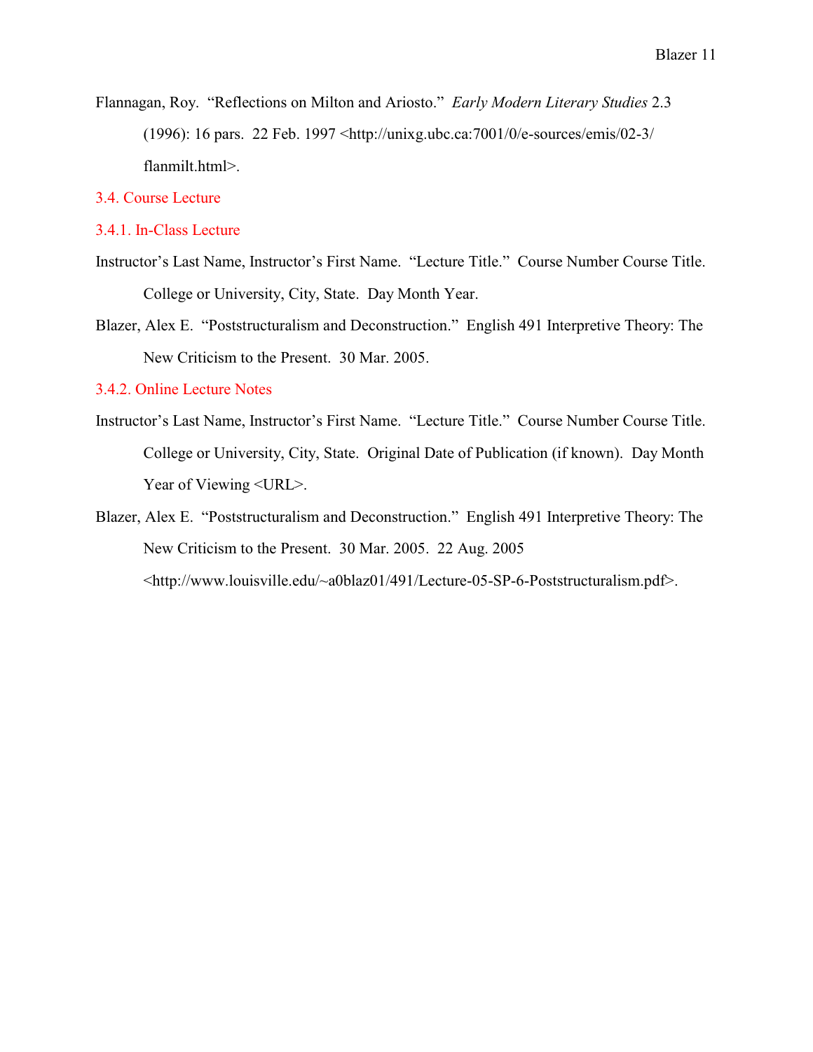Flannagan, Roy. "Reflections on Milton and Ariosto." *Early Modern Literary Studies* 2.3 (1996): 16 pars. 22 Feb. 1997 <http://unixg.ubc.ca:7001/0/e-sources/emis/02-3/flanmilt.html>.

### 3.4. Course Lecture

#### 3.4.1. In-Class Lecture

Instructor's Last Name, Instructor's First Name. "Lecture Title." Course Number Course Title. College or University, City, State. Day Month Year.

Blazer, Alex E. "Poststructuralism and Deconstruction." English 491 Interpretive Theory: The New Criticism to the Present. 30 Mar. 2005.

#### 3.4.2. Online Lecture Notes

Instructor's Last Name, Instructor's First Name. "Lecture Title." Course Number Course Title. College or University, City, State. Original Date of Publication (if known). Day Month Year of Viewing <URL>.

Blazer, Alex E. "Poststructuralism and Deconstruction." English 491 Interpretive Theory: The New Criticism to the Present. 30 Mar. 2005. 22 Aug. 2005 <http://www.louisville.edu/~a0blaz01/491/Lecture-05-SP-6-Poststructuralism.pdf>.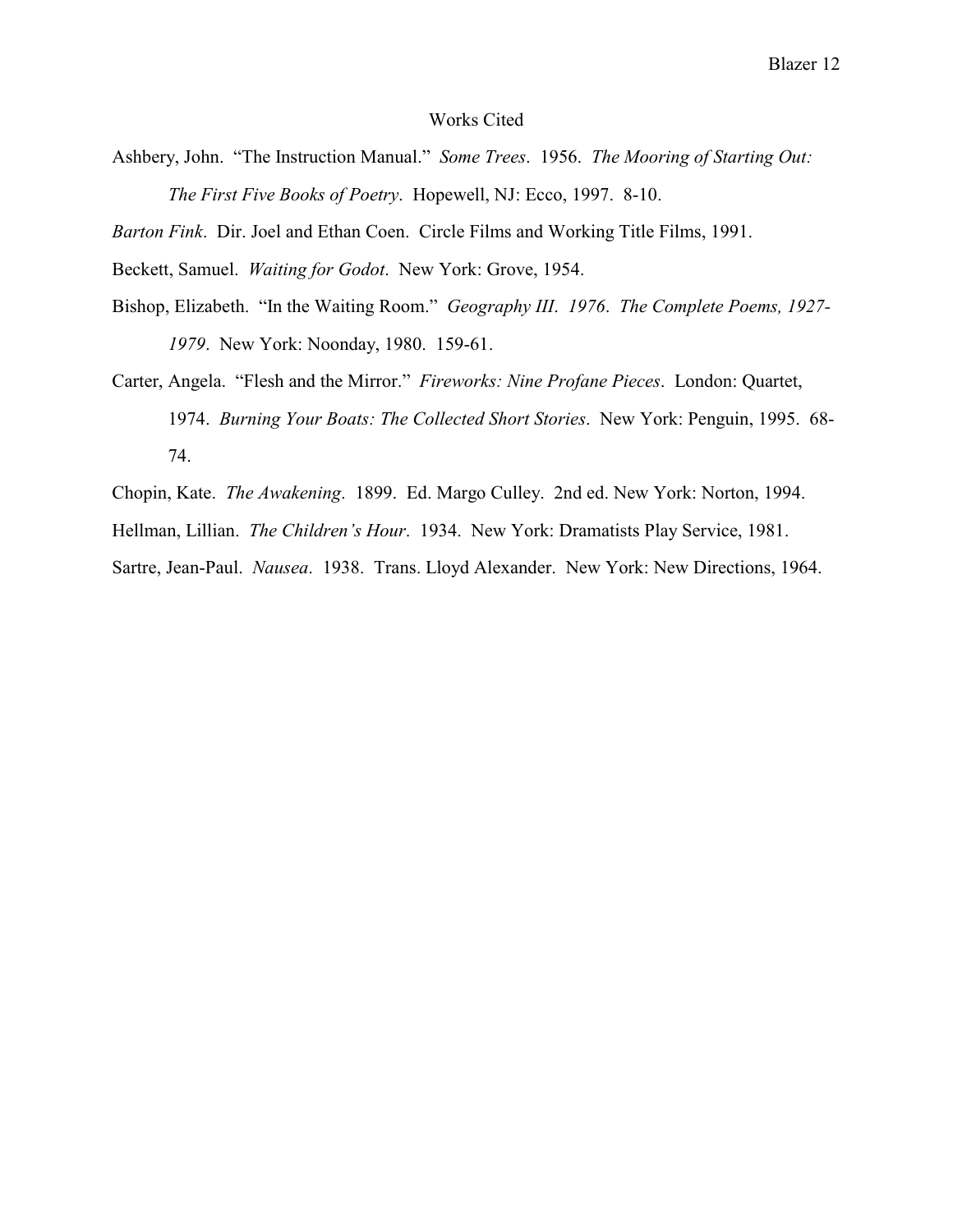# Works Cited

Ashbery, John. "The Instruction Manual." *Some Trees*. 1956. *The Mooring of Starting Out: The First Five Books of Poetry*. Hopewell, NJ: Ecco, 1997. 8-10.

*Barton Fink*. Dir. Joel and Ethan Coen. Circle Films and Working Title Films, 1991.

Beckett, Samuel. *Waiting for Godot*. New York: Grove, 1954.

Bishop, Elizabeth. "In the Waiting Room." *Geography III*. *1976*. *The Complete Poems, 1927-1979*. New York: Noonday, 1980. 159-61.

Carter, Angela. "Flesh and the Mirror." *Fireworks: Nine Profane Pieces*. London: Quartet, 1974. *Burning Your Boats: The Collected Short Stories*. New York: Penguin, 1995. 68-74.

Chopin, Kate. *The Awakening*. 1899. Ed. Margo Culley. 2nd ed. New York: Norton, 1994.

Hellman, Lillian. *The Children's Hour*. 1934. New York: Dramatists Play Service, 1981.

Sartre, Jean-Paul. *Nausea*. 1938. Trans. Lloyd Alexander. New York: New Directions, 1964.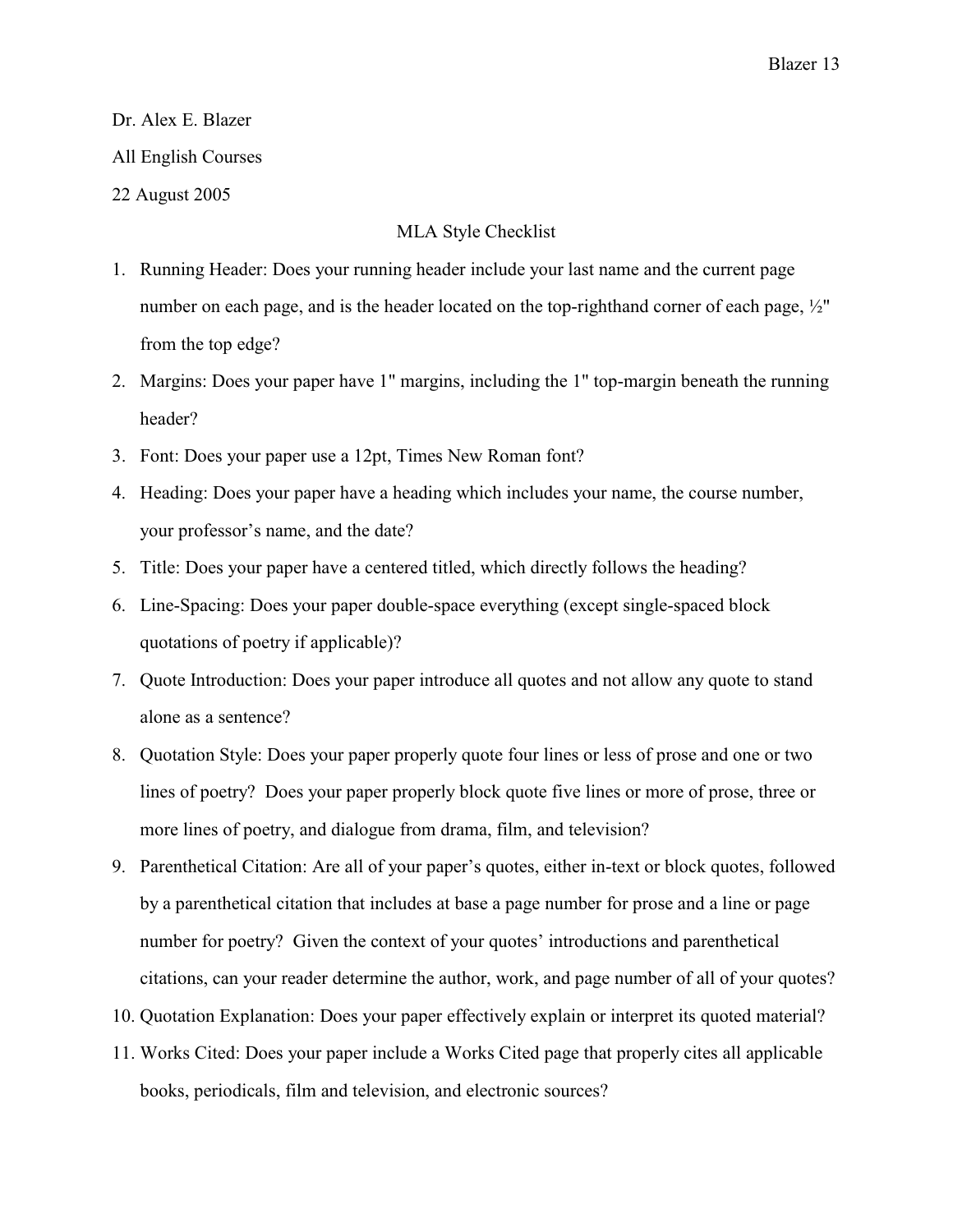Dr. Alex E. Blazer

All English Courses

22 August 2005

## MLA Style Checklist

1. Running Header: Does your running header include your last name and the current page number on each page, and is the header located on the top-righthand corner of each page, ½" from the top edge?
2. Margins: Does your paper have 1" margins, including the 1" top-margin beneath the running header?
3. Font: Does your paper use a 12pt, Times New Roman font?
4. Heading: Does your paper have a heading which includes your name, the course number, your professor's name, and the date?
5. Title: Does your paper have a centered titled, which directly follows the heading?
6. Line-Spacing: Does your paper double-space everything (except single-spaced block quotations of poetry if applicable)?
7. Quote Introduction: Does your paper introduce all quotes and not allow any quote to stand alone as a sentence?
8. Quotation Style: Does your paper properly quote four lines or less of prose and one or two lines of poetry? Does your paper properly block quote five lines or more of prose, three or more lines of poetry, and dialogue from drama, film, and television?
9. Parenthetical Citation: Are all of your paper's quotes, either in-text or block quotes, followed by a parenthetical citation that includes at base a page number for prose and a line or page number for poetry? Given the context of your quotes' introductions and parenthetical citations, can your reader determine the author, work, and page number of all of your quotes?
10. Quotation Explanation: Does your paper effectively explain or interpret its quoted material?
11. Works Cited: Does your paper include a Works Cited page that properly cites all applicable books, periodicals, film and television, and electronic sources?